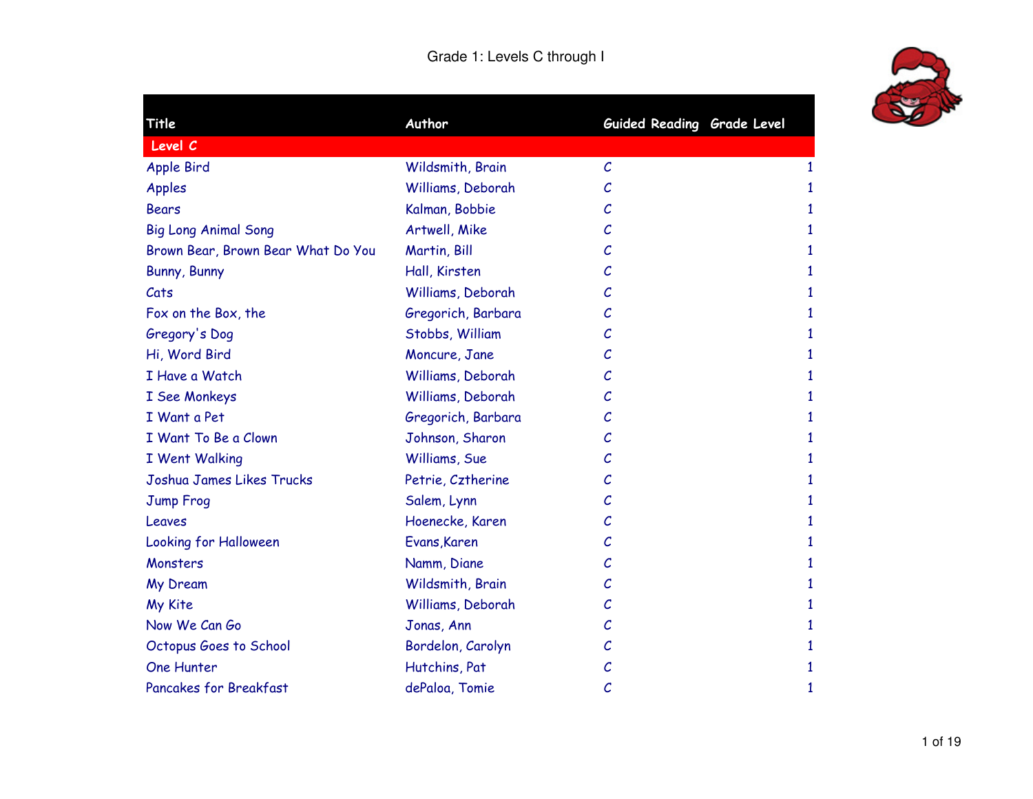# Grade 1: Levels C through I

| Title | Author | Guided Reading | Grade Level |
|---|---|---|---|
| **Level C** | | | |
| Apple Bird | Wildsmith, Brain | C | 1 |
| Apples | Williams, Deborah | C | 1 |
| Bears | Kalman, Bobbie | C | 1 |
| Big Long Animal Song | Artwell, Mike | C | 1 |
| Brown Bear, Brown Bear What Do You | Martin, Bill | C | 1 |
| Bunny, Bunny | Hall, Kirsten | C | 1 |
| Cats | Williams, Deborah | C | 1 |
| Fox on the Box, the | Gregorich, Barbara | C | 1 |
| Gregory's Dog | Stobbs, William | C | 1 |
| Hi, Word Bird | Moncure, Jane | C | 1 |
| I Have a Watch | Williams, Deborah | C | 1 |
| I See Monkeys | Williams, Deborah | C | 1 |
| I Want a Pet | Gregorich, Barbara | C | 1 |
| I Want To Be a Clown | Johnson, Sharon | C | 1 |
| I Went Walking | Williams, Sue | C | 1 |
| Joshua James Likes Trucks | Petrie, Cztherine | C | 1 |
| Jump Frog | Salem, Lynn | C | 1 |
| Leaves | Hoenecke, Karen | C | 1 |
| Looking for Halloween | Evans,Karen | C | 1 |
| Monsters | Namm, Diane | C | 1 |
| My Dream | Wildsmith, Brain | C | 1 |
| My Kite | Williams, Deborah | C | 1 |
| Now We Can Go | Jonas, Ann | C | 1 |
| Octopus Goes to School | Bordelon, Carolyn | C | 1 |
| One Hunter | Hutchins, Pat | C | 1 |
| Pancakes for Breakfast | dePaloa, Tomie | C | 1 |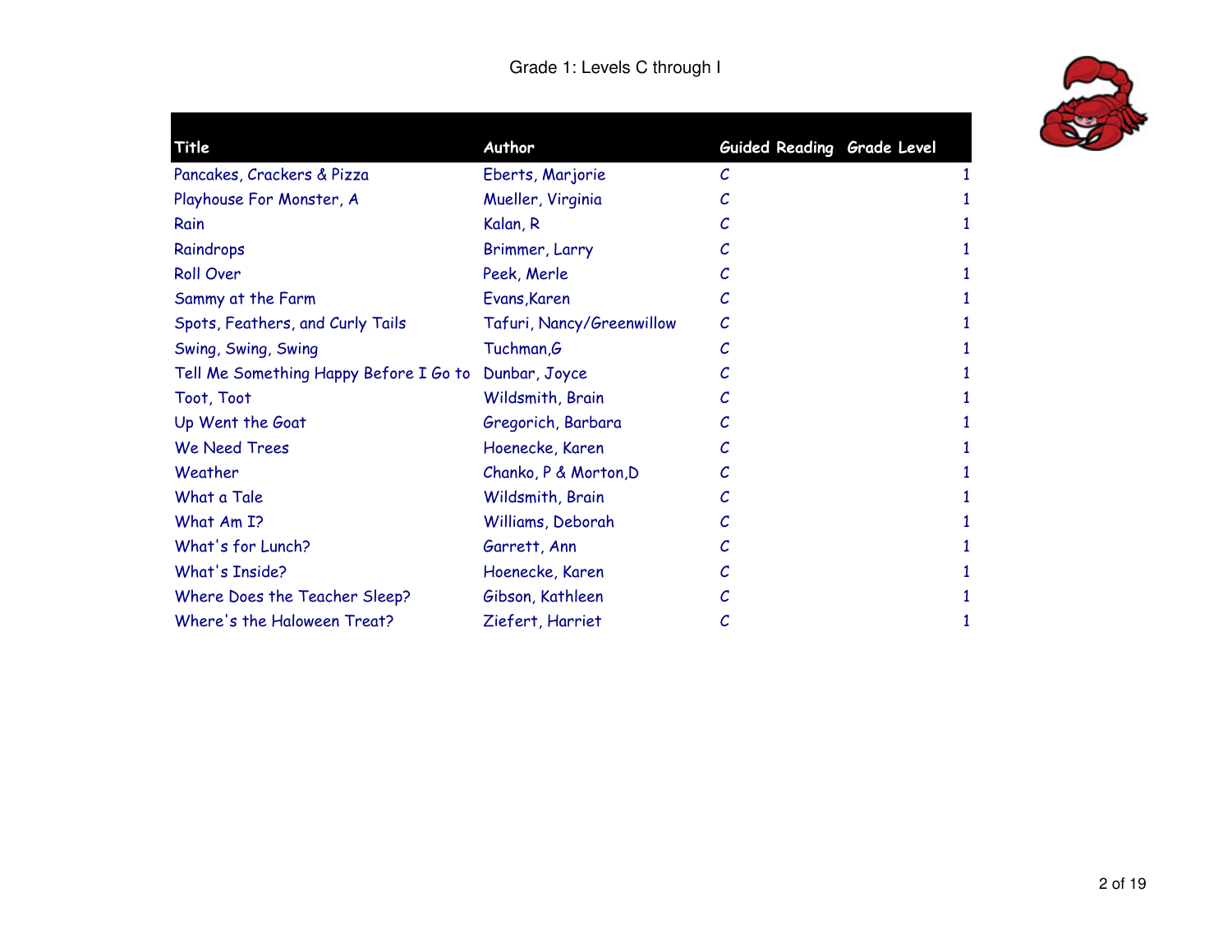Grade 1: Levels C through I

| Title | Author | Guided Reading | Grade Level |
|---|---|---|---|
| Pancakes, Crackers & Pizza | Eberts, Marjorie | C | 1 |
| Playhouse For Monster, A | Mueller, Virginia | C | 1 |
| Rain | Kalan, R | C | 1 |
| Raindrops | Brimmer, Larry | C | 1 |
| Roll Over | Peek, Merle | C | 1 |
| Sammy at the Farm | Evans,Karen | C | 1 |
| Spots, Feathers, and Curly Tails | Tafuri, Nancy/Greenwillow | C | 1 |
| Swing, Swing, Swing | Tuchman,G | C | 1 |
| Tell Me Something Happy Before I Go to | Dunbar, Joyce | C | 1 |
| Toot, Toot | Wildsmith, Brain | C | 1 |
| Up Went the Goat | Gregorich, Barbara | C | 1 |
| We Need Trees | Hoenecke, Karen | C | 1 |
| Weather | Chanko, P & Morton,D | C | 1 |
| What a Tale | Wildsmith, Brain | C | 1 |
| What Am I? | Williams, Deborah | C | 1 |
| What's for Lunch? | Garrett, Ann | C | 1 |
| What's Inside? | Hoenecke, Karen | C | 1 |
| Where Does the Teacher Sleep? | Gibson, Kathleen | C | 1 |
| Where's the Haloween Treat? | Ziefert, Harriet | C | 1 |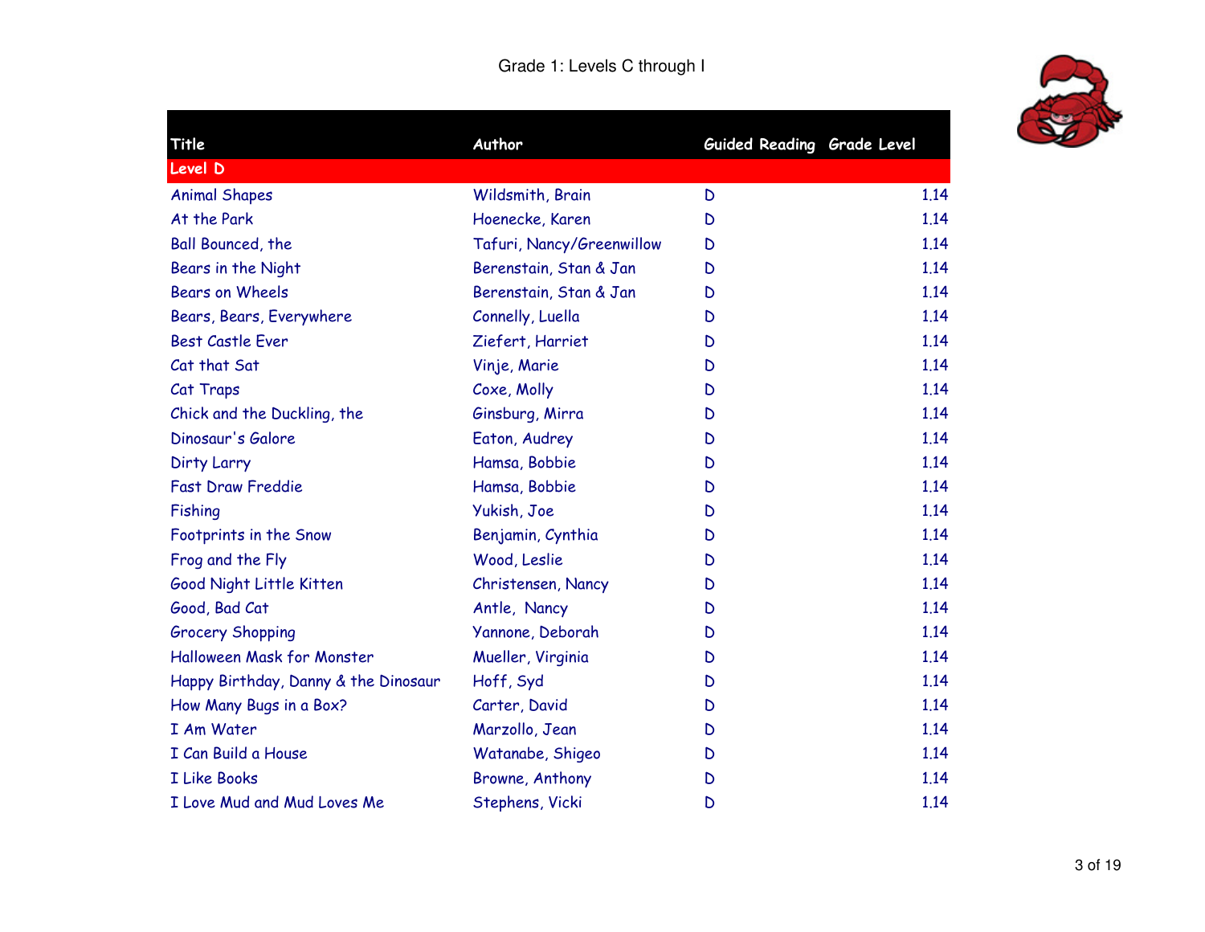# Grade 1: Levels C through I

| Title | Author | Guided Reading | Grade Level |
|---|---|---|---|
| **Level D** | | | |
| Animal Shapes | Wildsmith, Brain | D | 1.14 |
| At the Park | Hoenecke, Karen | D | 1.14 |
| Ball Bounced, the | Tafuri, Nancy/Greenwillow | D | 1.14 |
| Bears in the Night | Berenstain, Stan & Jan | D | 1.14 |
| Bears on Wheels | Berenstain, Stan & Jan | D | 1.14 |
| Bears, Bears, Everywhere | Connelly, Luella | D | 1.14 |
| Best Castle Ever | Ziefert, Harriet | D | 1.14 |
| Cat that Sat | Vinje, Marie | D | 1.14 |
| Cat Traps | Coxe, Molly | D | 1.14 |
| Chick and the Duckling, the | Ginsburg, Mirra | D | 1.14 |
| Dinosaur's Galore | Eaton, Audrey | D | 1.14 |
| Dirty Larry | Hamsa, Bobbie | D | 1.14 |
| Fast Draw Freddie | Hamsa, Bobbie | D | 1.14 |
| Fishing | Yukish, Joe | D | 1.14 |
| Footprints in the Snow | Benjamin, Cynthia | D | 1.14 |
| Frog and the Fly | Wood, Leslie | D | 1.14 |
| Good Night Little Kitten | Christensen, Nancy | D | 1.14 |
| Good, Bad Cat | Antle, Nancy | D | 1.14 |
| Grocery Shopping | Yannone, Deborah | D | 1.14 |
| Halloween Mask for Monster | Mueller, Virginia | D | 1.14 |
| Happy Birthday, Danny & the Dinosaur | Hoff, Syd | D | 1.14 |
| How Many Bugs in a Box? | Carter, David | D | 1.14 |
| I Am Water | Marzollo, Jean | D | 1.14 |
| I Can Build a House | Watanabe, Shigeo | D | 1.14 |
| I Like Books | Browne, Anthony | D | 1.14 |
| I Love Mud and Mud Loves Me | Stephens, Vicki | D | 1.14 |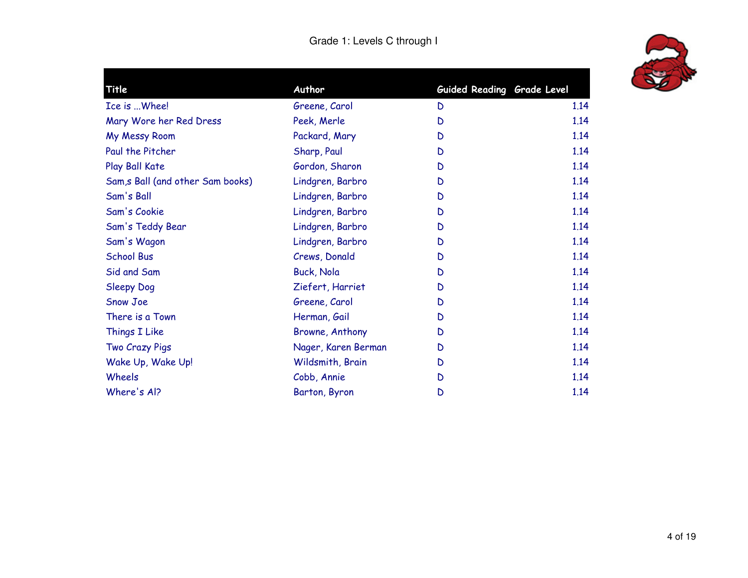Grade 1: Levels C through I

| Title | Author | Guided Reading | Grade Level |
|---|---|---|---|
| Ice is ...Whee! | Greene, Carol | D | 1.14 |
| Mary Wore her Red Dress | Peek, Merle | D | 1.14 |
| My Messy Room | Packard, Mary | D | 1.14 |
| Paul the Pitcher | Sharp, Paul | D | 1.14 |
| Play Ball Kate | Gordon, Sharon | D | 1.14 |
| Sam,s Ball (and other Sam books) | Lindgren, Barbro | D | 1.14 |
| Sam's Ball | Lindgren, Barbro | D | 1.14 |
| Sam's Cookie | Lindgren, Barbro | D | 1.14 |
| Sam's Teddy Bear | Lindgren, Barbro | D | 1.14 |
| Sam's Wagon | Lindgren, Barbro | D | 1.14 |
| School Bus | Crews, Donald | D | 1.14 |
| Sid and Sam | Buck, Nola | D | 1.14 |
| Sleepy Dog | Ziefert, Harriet | D | 1.14 |
| Snow Joe | Greene, Carol | D | 1.14 |
| There is a Town | Herman, Gail | D | 1.14 |
| Things I Like | Browne, Anthony | D | 1.14 |
| Two Crazy Pigs | Nager, Karen Berman | D | 1.14 |
| Wake Up, Wake Up! | Wildsmith, Brain | D | 1.14 |
| Wheels | Cobb, Annie | D | 1.14 |
| Where's Al? | Barton, Byron | D | 1.14 |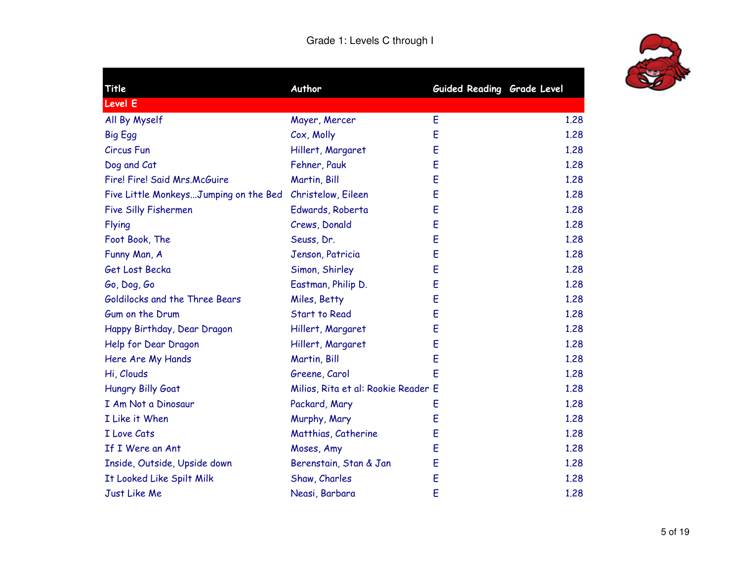Grade 1: Levels C through I

| Title | Author | Guided Reading | Grade Level |
|---|---|---|---|
| **Level E** | | | |
| All By Myself | Mayer, Mercer | E | 1.28 |
| Big Egg | Cox, Molly | E | 1.28 |
| Circus Fun | Hillert, Margaret | E | 1.28 |
| Dog and Cat | Fehner, Pauk | E | 1.28 |
| Fire! Fire! Said Mrs.McGuire | Martin, Bill | E | 1.28 |
| Five Little Monkeys...Jumping on the Bed | Christelow, Eileen | E | 1.28 |
| Five Silly Fishermen | Edwards, Roberta | E | 1.28 |
| Flying | Crews, Donald | E | 1.28 |
| Foot Book, The | Seuss, Dr. | E | 1.28 |
| Funny Man, A | Jenson, Patricia | E | 1.28 |
| Get Lost Becka | Simon, Shirley | E | 1.28 |
| Go, Dog, Go | Eastman, Philip D. | E | 1.28 |
| Goldilocks and the Three Bears | Miles, Betty | E | 1.28 |
| Gum on the Drum | Start to Read | E | 1.28 |
| Happy Birthday, Dear Dragon | Hillert, Margaret | E | 1.28 |
| Help for Dear Dragon | Hillert, Margaret | E | 1.28 |
| Here Are My Hands | Martin, Bill | E | 1.28 |
| Hi, Clouds | Greene, Carol | E | 1.28 |
| Hungry Billy Goat | Milios, Rita et al: Rookie Reader | E | 1.28 |
| I Am Not a Dinosaur | Packard, Mary | E | 1.28 |
| I Like it When | Murphy, Mary | E | 1.28 |
| I Love Cats | Matthias, Catherine | E | 1.28 |
| If I Were an Ant | Moses, Amy | E | 1.28 |
| Inside, Outside, Upside down | Berenstain, Stan & Jan | E | 1.28 |
| It Looked Like Spilt Milk | Shaw, Charles | E | 1.28 |
| Just Like Me | Neasi, Barbara | E | 1.28 |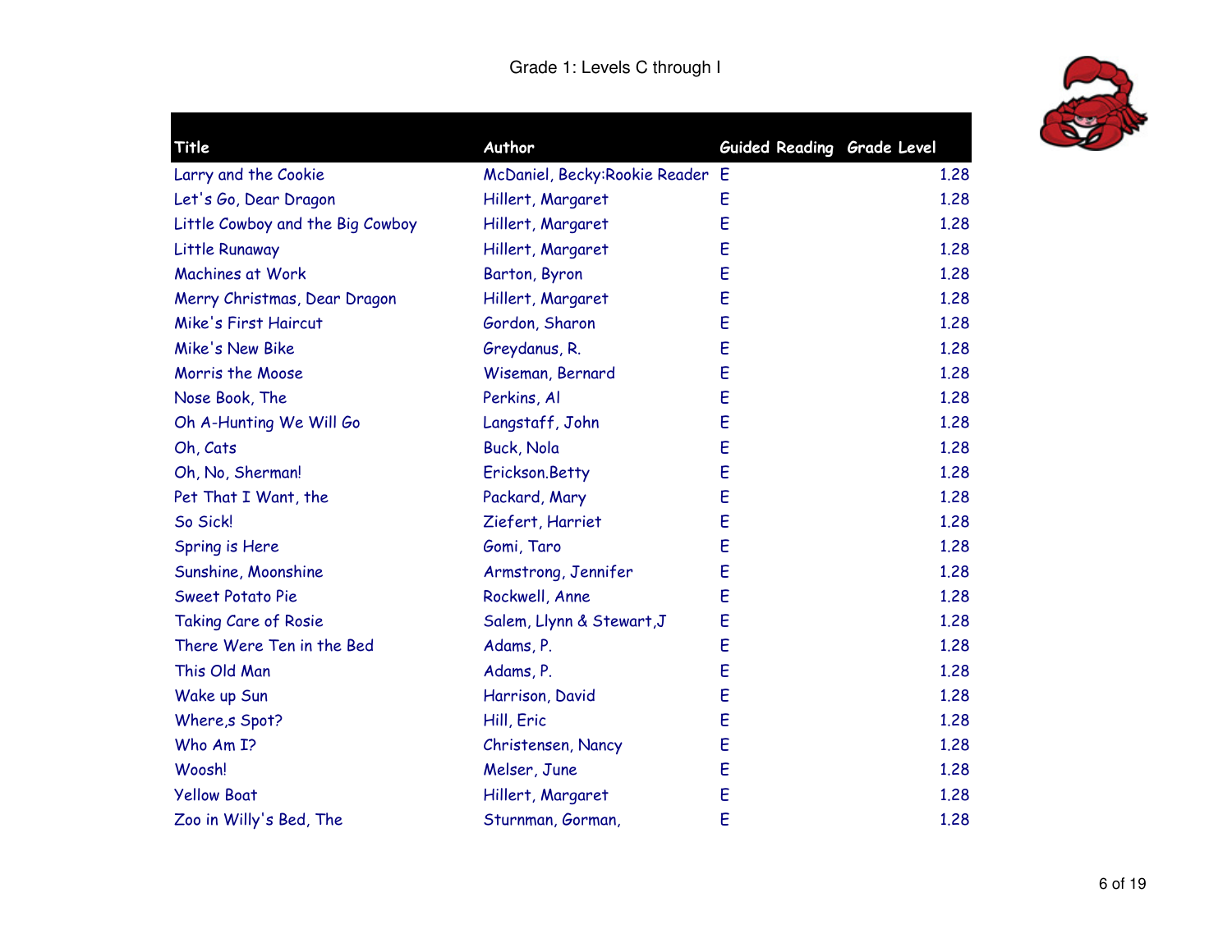Grade 1: Levels C through I

| Title | Author | Guided Reading | Grade Level |
|---|---|---|---|
| Larry and the Cookie | McDaniel, Becky:Rookie Reader | E | 1.28 |
| Let's Go, Dear Dragon | Hillert, Margaret | E | 1.28 |
| Little Cowboy and the Big Cowboy | Hillert, Margaret | E | 1.28 |
| Little Runaway | Hillert, Margaret | E | 1.28 |
| Machines at Work | Barton, Byron | E | 1.28 |
| Merry Christmas, Dear Dragon | Hillert, Margaret | E | 1.28 |
| Mike's First Haircut | Gordon, Sharon | E | 1.28 |
| Mike's New Bike | Greydanus, R. | E | 1.28 |
| Morris the Moose | Wiseman, Bernard | E | 1.28 |
| Nose Book, The | Perkins, Al | E | 1.28 |
| Oh A-Hunting We Will Go | Langstaff, John | E | 1.28 |
| Oh, Cats | Buck, Nola | E | 1.28 |
| Oh, No, Sherman! | Erickson.Betty | E | 1.28 |
| Pet That I Want, the | Packard, Mary | E | 1.28 |
| So Sick! | Ziefert, Harriet | E | 1.28 |
| Spring is Here | Gomi, Taro | E | 1.28 |
| Sunshine, Moonshine | Armstrong, Jennifer | E | 1.28 |
| Sweet Potato Pie | Rockwell, Anne | E | 1.28 |
| Taking Care of Rosie | Salem, Llynn & Stewart,J | E | 1.28 |
| There Were Ten in the Bed | Adams, P. | E | 1.28 |
| This Old Man | Adams, P. | E | 1.28 |
| Wake up Sun | Harrison, David | E | 1.28 |
| Where,s Spot? | Hill, Eric | E | 1.28 |
| Who Am I? | Christensen, Nancy | E | 1.28 |
| Woosh! | Melser, June | E | 1.28 |
| Yellow Boat | Hillert, Margaret | E | 1.28 |
| Zoo in Willy's Bed, The | Sturnman, Gorman, | E | 1.28 |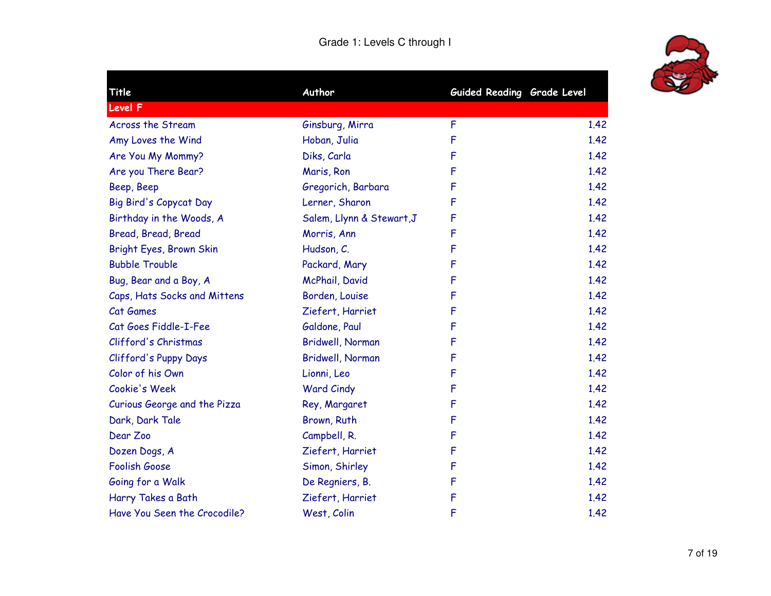Grade 1: Levels C through I

| Title | Author | Guided Reading | Grade Level |
|---|---|---|---|
| **Level F** | | | |
| Across the Stream | Ginsburg, Mirra | F | 1.42 |
| Amy Loves the Wind | Hoban, Julia | F | 1.42 |
| Are You My Mommy? | Diks, Carla | F | 1.42 |
| Are you There Bear? | Maris, Ron | F | 1.42 |
| Beep, Beep | Gregorich, Barbara | F | 1.42 |
| Big Bird's Copycat Day | Lerner, Sharon | F | 1.42 |
| Birthday in the Woods, A | Salem, Llynn & Stewart,J | F | 1.42 |
| Bread, Bread, Bread | Morris, Ann | F | 1.42 |
| Bright Eyes, Brown Skin | Hudson, C. | F | 1.42 |
| Bubble Trouble | Packard, Mary | F | 1.42 |
| Bug, Bear and a Boy, A | McPhail, David | F | 1.42 |
| Caps, Hats Socks and Mittens | Borden, Louise | F | 1.42 |
| Cat Games | Ziefert, Harriet | F | 1.42 |
| Cat Goes Fiddle-I-Fee | Galdone, Paul | F | 1.42 |
| Clifford's Christmas | Bridwell, Norman | F | 1.42 |
| Clifford's Puppy Days | Bridwell, Norman | F | 1.42 |
| Color of his Own | Lionni, Leo | F | 1.42 |
| Cookie's Week | Ward Cindy | F | 1.42 |
| Curious George and the Pizza | Rey, Margaret | F | 1.42 |
| Dark, Dark Tale | Brown, Ruth | F | 1.42 |
| Dear Zoo | Campbell, R. | F | 1.42 |
| Dozen Dogs, A | Ziefert, Harriet | F | 1.42 |
| Foolish Goose | Simon, Shirley | F | 1.42 |
| Going for a Walk | De Regniers, B. | F | 1.42 |
| Harry Takes a Bath | Ziefert, Harriet | F | 1.42 |
| Have You Seen the Crocodile? | West, Colin | F | 1.42 |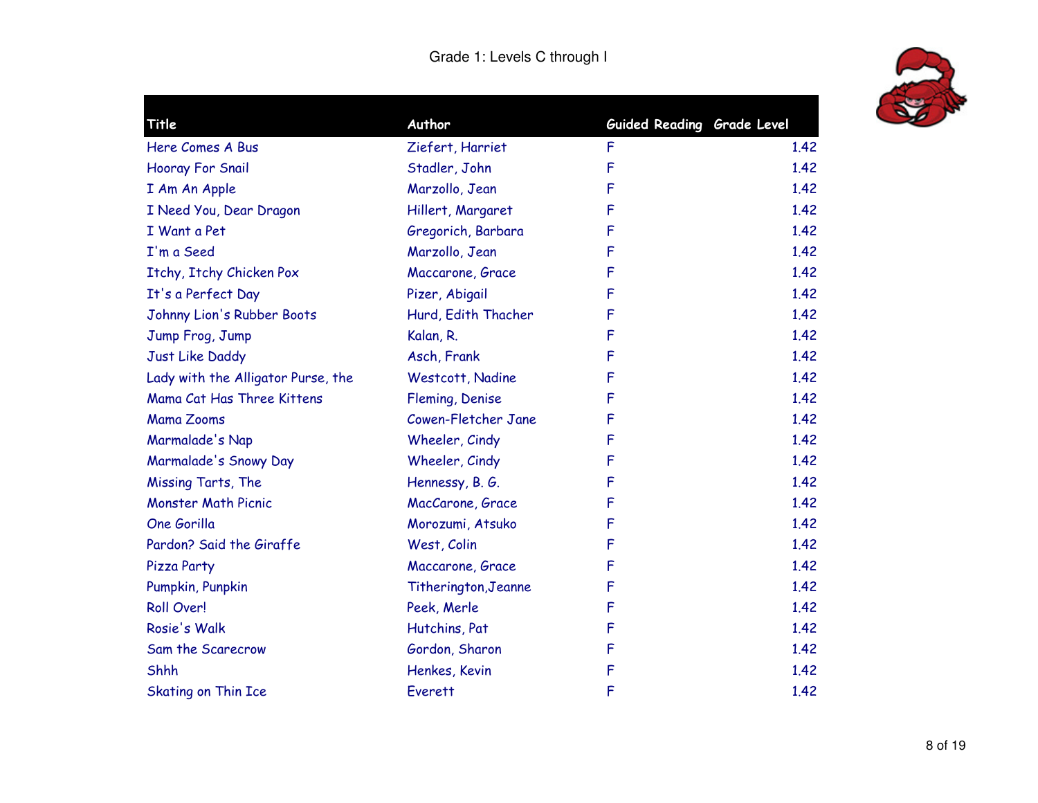Grade 1: Levels C through I

| Title | Author | Guided Reading | Grade Level |
|---|---|---|---|
| Here Comes A Bus | Ziefert, Harriet | F | 1.42 |
| Hooray For Snail | Stadler, John | F | 1.42 |
| I Am An Apple | Marzollo, Jean | F | 1.42 |
| I Need You, Dear Dragon | Hillert, Margaret | F | 1.42 |
| I Want a Pet | Gregorich, Barbara | F | 1.42 |
| I'm a Seed | Marzollo, Jean | F | 1.42 |
| Itchy, Itchy Chicken Pox | Maccarone, Grace | F | 1.42 |
| It's a Perfect Day | Pizer, Abigail | F | 1.42 |
| Johnny Lion's Rubber Boots | Hurd, Edith Thacher | F | 1.42 |
| Jump Frog, Jump | Kalan, R. | F | 1.42 |
| Just Like Daddy | Asch, Frank | F | 1.42 |
| Lady with the Alligator Purse, the | Westcott, Nadine | F | 1.42 |
| Mama Cat Has Three Kittens | Fleming, Denise | F | 1.42 |
| Mama Zooms | Cowen-Fletcher Jane | F | 1.42 |
| Marmalade's Nap | Wheeler, Cindy | F | 1.42 |
| Marmalade's Snowy Day | Wheeler, Cindy | F | 1.42 |
| Missing Tarts, The | Hennessy, B. G. | F | 1.42 |
| Monster Math Picnic | MacCarone, Grace | F | 1.42 |
| One Gorilla | Morozumi, Atsuko | F | 1.42 |
| Pardon? Said the Giraffe | West, Colin | F | 1.42 |
| Pizza Party | Maccarone, Grace | F | 1.42 |
| Pumpkin, Punpkin | Titherington,Jeanne | F | 1.42 |
| Roll Over! | Peek, Merle | F | 1.42 |
| Rosie's Walk | Hutchins, Pat | F | 1.42 |
| Sam the Scarecrow | Gordon, Sharon | F | 1.42 |
| Shhh | Henkes, Kevin | F | 1.42 |
| Skating on Thin Ice | Everett | F | 1.42 |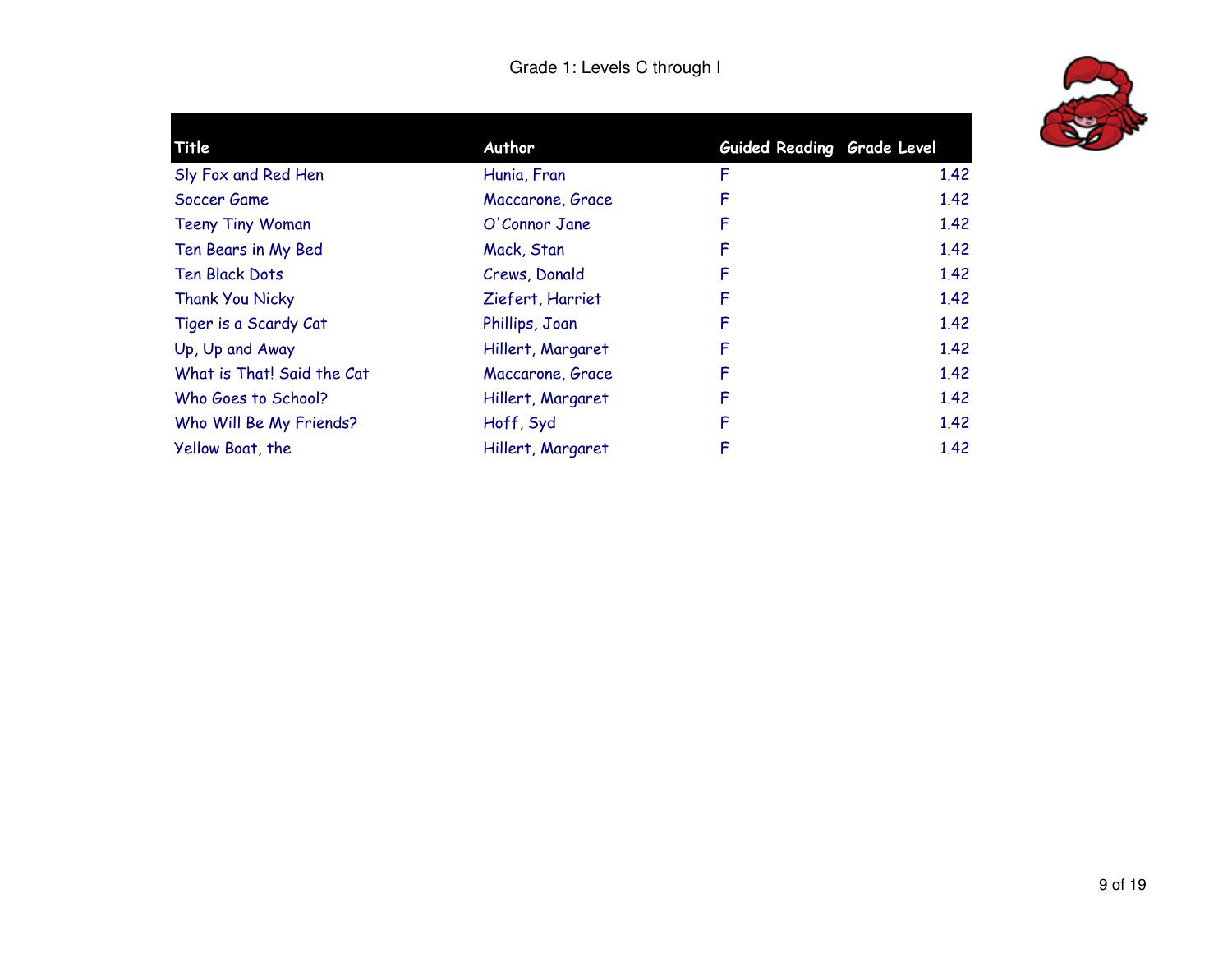Grade 1: Levels C through I

| Title | Author | Guided Reading | Grade Level |
|---|---|---|---|
| Sly Fox and Red Hen | Hunia, Fran | F | 1.42 |
| Soccer Game | Maccarone, Grace | F | 1.42 |
| Teeny Tiny Woman | O'Connor Jane | F | 1.42 |
| Ten Bears in My Bed | Mack, Stan | F | 1.42 |
| Ten Black Dots | Crews, Donald | F | 1.42 |
| Thank You Nicky | Ziefert, Harriet | F | 1.42 |
| Tiger is a Scardy Cat | Phillips, Joan | F | 1.42 |
| Up, Up and Away | Hillert, Margaret | F | 1.42 |
| What is That! Said the Cat | Maccarone, Grace | F | 1.42 |
| Who Goes to School? | Hillert, Margaret | F | 1.42 |
| Who Will Be My Friends? | Hoff, Syd | F | 1.42 |
| Yellow Boat, the | Hillert, Margaret | F | 1.42 |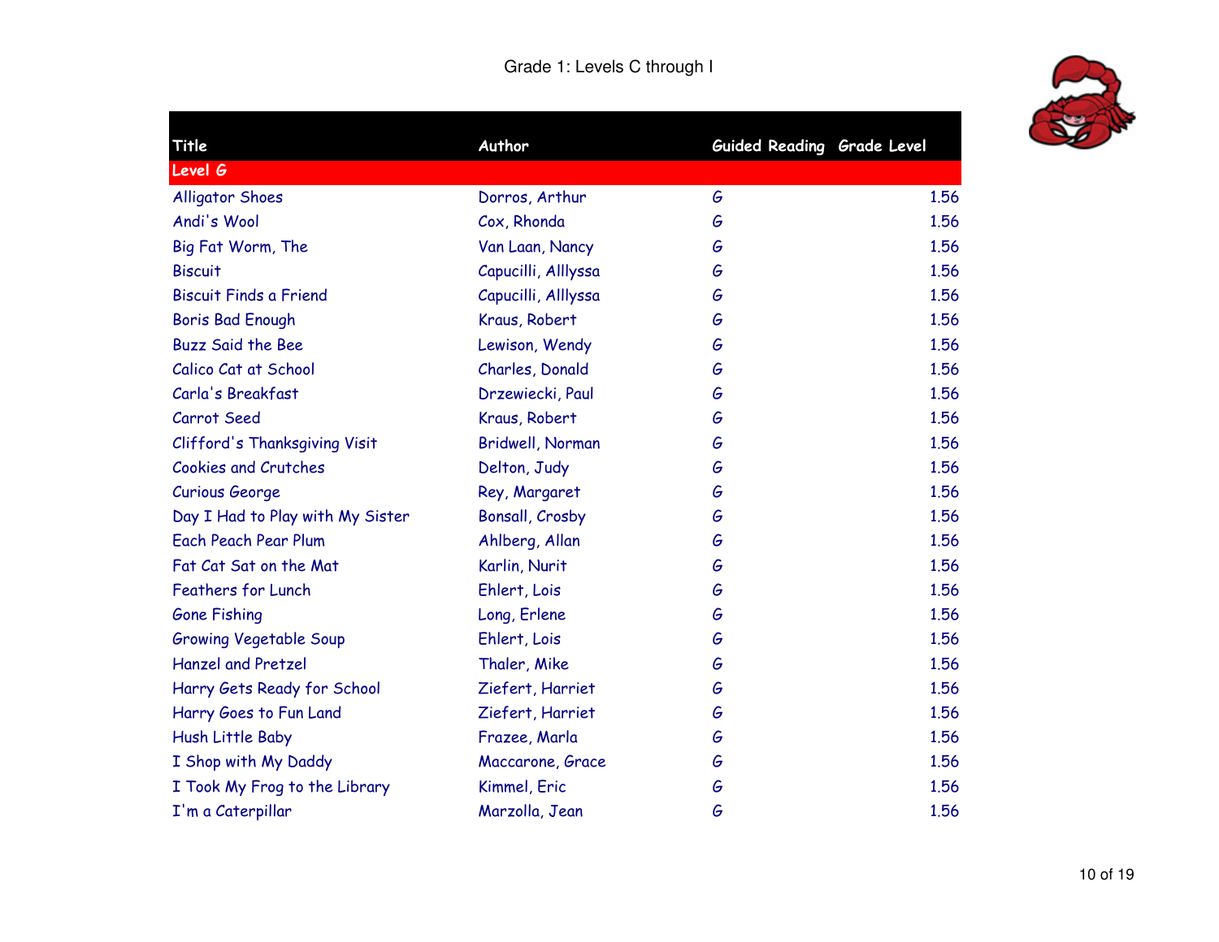Grade 1: Levels C through I

| Title | Author | Guided Reading | Grade Level |
|---|---|---|---|
| **Level G** | | | |
| Alligator Shoes | Dorros, Arthur | G | 1.56 |
| Andi's Wool | Cox, Rhonda | G | 1.56 |
| Big Fat Worm, The | Van Laan, Nancy | G | 1.56 |
| Biscuit | Capucilli, Alllyssa | G | 1.56 |
| Biscuit Finds a Friend | Capucilli, Alllyssa | G | 1.56 |
| Boris Bad Enough | Kraus, Robert | G | 1.56 |
| Buzz Said the Bee | Lewison, Wendy | G | 1.56 |
| Calico Cat at School | Charles, Donald | G | 1.56 |
| Carla's Breakfast | Drzewiecki, Paul | G | 1.56 |
| Carrot Seed | Kraus, Robert | G | 1.56 |
| Clifford's Thanksgiving Visit | Bridwell, Norman | G | 1.56 |
| Cookies and Crutches | Delton, Judy | G | 1.56 |
| Curious George | Rey, Margaret | G | 1.56 |
| Day I Had to Play with My Sister | Bonsall, Crosby | G | 1.56 |
| Each Peach Pear Plum | Ahlberg, Allan | G | 1.56 |
| Fat Cat Sat on the Mat | Karlin, Nurit | G | 1.56 |
| Feathers for Lunch | Ehlert, Lois | G | 1.56 |
| Gone Fishing | Long, Erlene | G | 1.56 |
| Growing Vegetable Soup | Ehlert, Lois | G | 1.56 |
| Hanzel and Pretzel | Thaler, Mike | G | 1.56 |
| Harry Gets Ready for School | Ziefert, Harriet | G | 1.56 |
| Harry Goes to Fun Land | Ziefert, Harriet | G | 1.56 |
| Hush Little Baby | Frazee, Marla | G | 1.56 |
| I Shop with My Daddy | Maccarone, Grace | G | 1.56 |
| I Took My Frog to the Library | Kimmel, Eric | G | 1.56 |
| I'm a Caterpillar | Marzolla, Jean | G | 1.56 |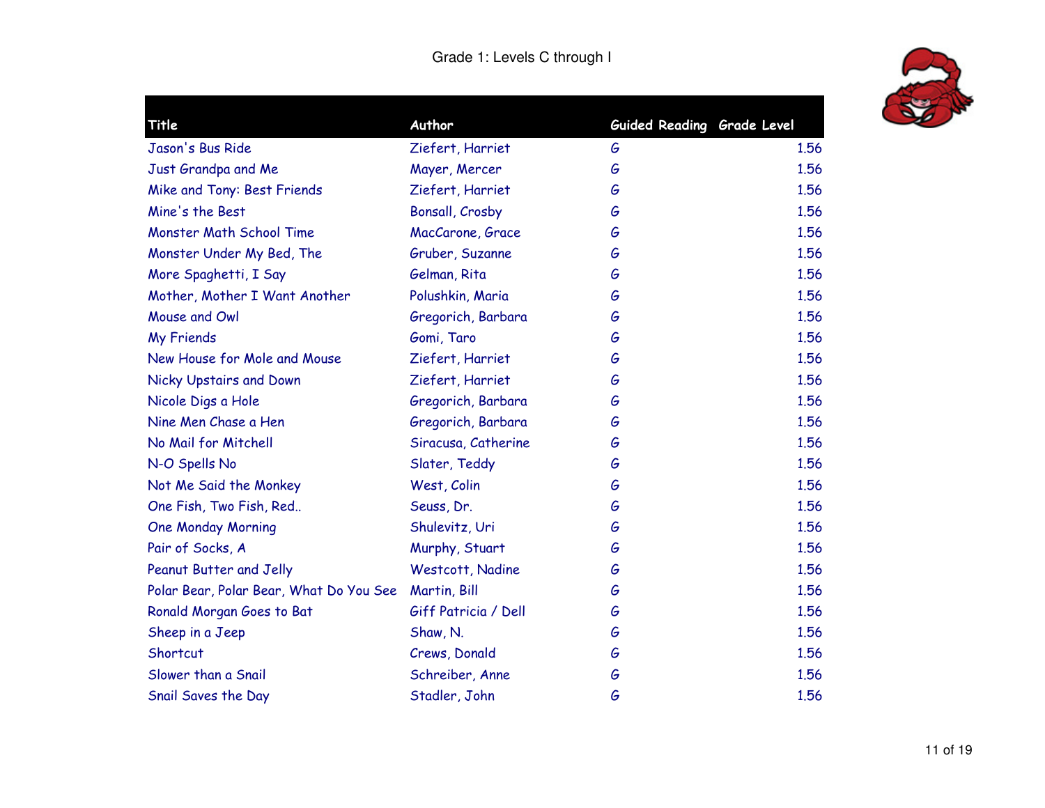Grade 1: Levels C through I

| Title | Author | Guided Reading | Grade Level |
|---|---|---|---|
| Jason's Bus Ride | Ziefert, Harriet | G | 1.56 |
| Just Grandpa and Me | Mayer, Mercer | G | 1.56 |
| Mike and Tony: Best Friends | Ziefert, Harriet | G | 1.56 |
| Mine's the Best | Bonsall, Crosby | G | 1.56 |
| Monster Math School Time | MacCarone, Grace | G | 1.56 |
| Monster Under My Bed, The | Gruber, Suzanne | G | 1.56 |
| More Spaghetti, I Say | Gelman, Rita | G | 1.56 |
| Mother, Mother I Want Another | Polushkin, Maria | G | 1.56 |
| Mouse and Owl | Gregorich, Barbara | G | 1.56 |
| My Friends | Gomi, Taro | G | 1.56 |
| New House for Mole and Mouse | Ziefert, Harriet | G | 1.56 |
| Nicky Upstairs and Down | Ziefert, Harriet | G | 1.56 |
| Nicole Digs a Hole | Gregorich, Barbara | G | 1.56 |
| Nine Men Chase a Hen | Gregorich, Barbara | G | 1.56 |
| No Mail for Mitchell | Siracusa, Catherine | G | 1.56 |
| N-O Spells No | Slater, Teddy | G | 1.56 |
| Not Me Said the Monkey | West, Colin | G | 1.56 |
| One Fish, Two Fish, Red.. | Seuss, Dr. | G | 1.56 |
| One Monday Morning | Shulevitz, Uri | G | 1.56 |
| Pair of Socks, A | Murphy, Stuart | G | 1.56 |
| Peanut Butter and Jelly | Westcott, Nadine | G | 1.56 |
| Polar Bear, Polar Bear, What Do You See | Martin, Bill | G | 1.56 |
| Ronald Morgan Goes to Bat | Giff Patricia / Dell | G | 1.56 |
| Sheep in a Jeep | Shaw, N. | G | 1.56 |
| Shortcut | Crews, Donald | G | 1.56 |
| Slower than a Snail | Schreiber, Anne | G | 1.56 |
| Snail Saves the Day | Stadler, John | G | 1.56 |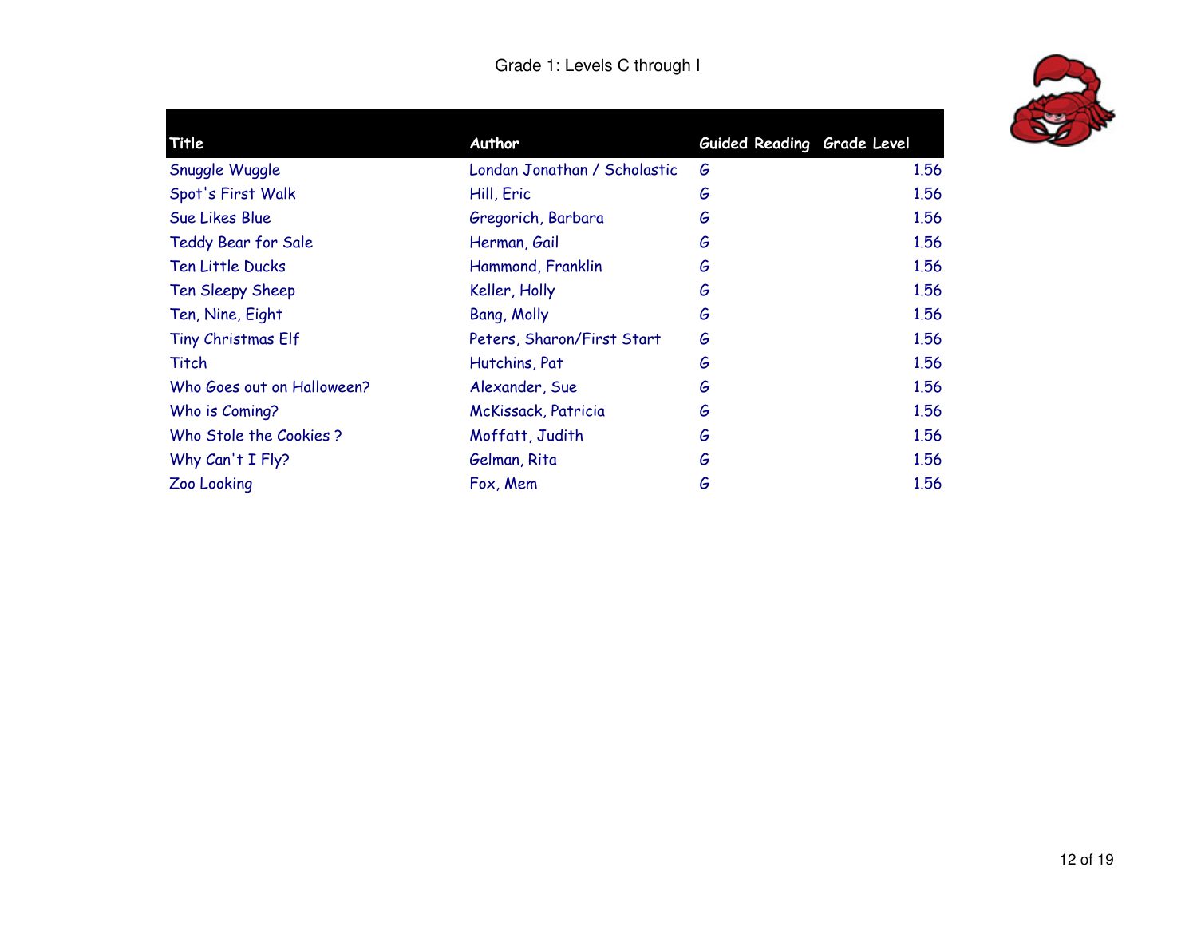Grade 1: Levels C through I

| Title | Author | Guided Reading | Grade Level |
|---|---|---|---|
| Snuggle Wuggle | Londan Jonathan / Scholastic | G | 1.56 |
| Spot's First Walk | Hill, Eric | G | 1.56 |
| Sue Likes Blue | Gregorich, Barbara | G | 1.56 |
| Teddy Bear for Sale | Herman, Gail | G | 1.56 |
| Ten Little Ducks | Hammond, Franklin | G | 1.56 |
| Ten Sleepy Sheep | Keller, Holly | G | 1.56 |
| Ten, Nine, Eight | Bang, Molly | G | 1.56 |
| Tiny Christmas Elf | Peters, Sharon/First Start | G | 1.56 |
| Titch | Hutchins, Pat | G | 1.56 |
| Who Goes out on Halloween? | Alexander, Sue | G | 1.56 |
| Who is Coming? | McKissack, Patricia | G | 1.56 |
| Who Stole the Cookies ? | Moffatt, Judith | G | 1.56 |
| Why Can't I Fly? | Gelman, Rita | G | 1.56 |
| Zoo Looking | Fox, Mem | G | 1.56 |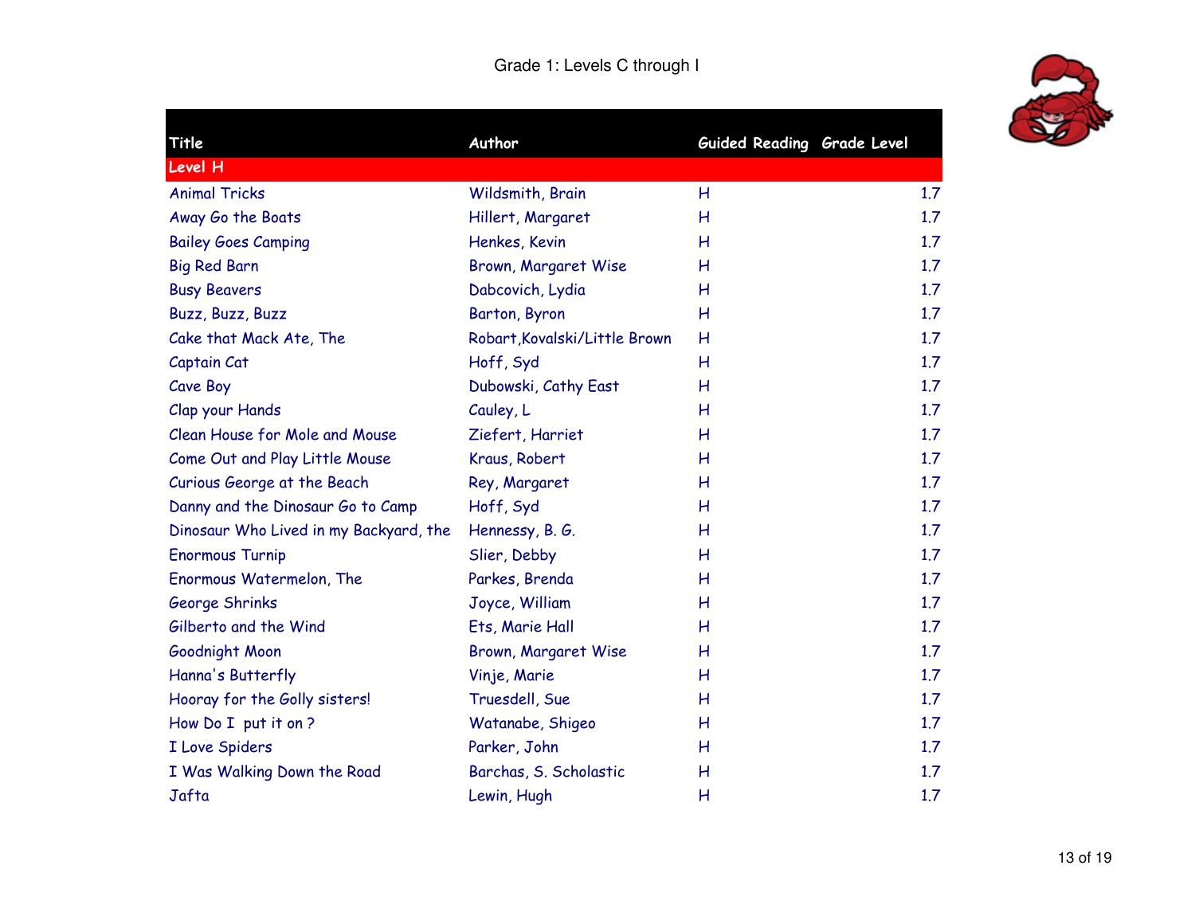Grade 1: Levels C through I

| Title | Author | Guided Reading | Grade Level |
| --- | --- | --- | --- |
| **Level H** | | | |
| Animal Tricks | Wildsmith, Brain | H | 1.7 |
| Away Go the Boats | Hillert, Margaret | H | 1.7 |
| Bailey Goes Camping | Henkes, Kevin | H | 1.7 |
| Big Red Barn | Brown, Margaret Wise | H | 1.7 |
| Busy Beavers | Dabcovich, Lydia | H | 1.7 |
| Buzz, Buzz, Buzz | Barton, Byron | H | 1.7 |
| Cake that Mack Ate, The | Robart,Kovalski/Little Brown | H | 1.7 |
| Captain Cat | Hoff, Syd | H | 1.7 |
| Cave Boy | Dubowski, Cathy East | H | 1.7 |
| Clap your Hands | Cauley, L | H | 1.7 |
| Clean House for Mole and Mouse | Ziefert, Harriet | H | 1.7 |
| Come Out and Play Little Mouse | Kraus, Robert | H | 1.7 |
| Curious George at the Beach | Rey, Margaret | H | 1.7 |
| Danny and the Dinosaur Go to Camp | Hoff, Syd | H | 1.7 |
| Dinosaur Who Lived in my Backyard, the | Hennessy, B. G. | H | 1.7 |
| Enormous Turnip | Slier, Debby | H | 1.7 |
| Enormous Watermelon, The | Parkes, Brenda | H | 1.7 |
| George Shrinks | Joyce, William | H | 1.7 |
| Gilberto and the Wind | Ets, Marie Hall | H | 1.7 |
| Goodnight Moon | Brown, Margaret Wise | H | 1.7 |
| Hanna's Butterfly | Vinje, Marie | H | 1.7 |
| Hooray for the Golly sisters! | Truesdell, Sue | H | 1.7 |
| How Do I put it on ? | Watanabe, Shigeo | H | 1.7 |
| I Love Spiders | Parker, John | H | 1.7 |
| I Was Walking Down the Road | Barchas, S. Scholastic | H | 1.7 |
| Jafta | Lewin, Hugh | H | 1.7 |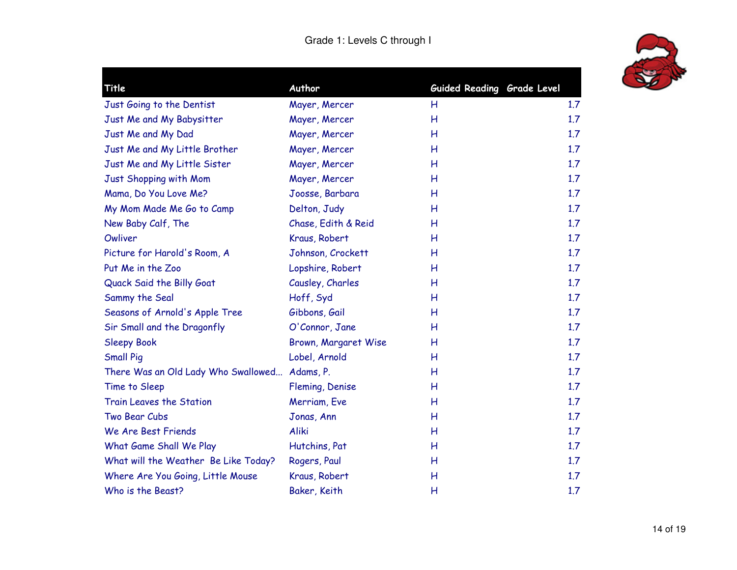Grade 1: Levels C through I

| Title | Author | Guided Reading | Grade Level |
| --- | --- | --- | --- |
| Just Going to the Dentist | Mayer, Mercer | H | 1.7 |
| Just Me and My Babysitter | Mayer, Mercer | H | 1.7 |
| Just Me and My Dad | Mayer, Mercer | H | 1.7 |
| Just Me and My Little Brother | Mayer, Mercer | H | 1.7 |
| Just Me and My Little Sister | Mayer, Mercer | H | 1.7 |
| Just Shopping with Mom | Mayer, Mercer | H | 1.7 |
| Mama, Do You Love Me? | Joosse, Barbara | H | 1.7 |
| My Mom Made Me Go to Camp | Delton, Judy | H | 1.7 |
| New Baby Calf, The | Chase, Edith & Reid | H | 1.7 |
| Owliver | Kraus, Robert | H | 1.7 |
| Picture for Harold's Room, A | Johnson, Crockett | H | 1.7 |
| Put Me in the Zoo | Lopshire, Robert | H | 1.7 |
| Quack Said the Billy Goat | Causley, Charles | H | 1.7 |
| Sammy the Seal | Hoff, Syd | H | 1.7 |
| Seasons of Arnold's Apple Tree | Gibbons, Gail | H | 1.7 |
| Sir Small and the Dragonfly | O'Connor, Jane | H | 1.7 |
| Sleepy Book | Brown, Margaret Wise | H | 1.7 |
| Small Pig | Lobel, Arnold | H | 1.7 |
| There Was an Old Lady Who Swallowed... | Adams, P. | H | 1.7 |
| Time to Sleep | Fleming, Denise | H | 1.7 |
| Train Leaves the Station | Merriam, Eve | H | 1.7 |
| Two Bear Cubs | Jonas, Ann | H | 1.7 |
| We Are Best Friends | Aliki | H | 1.7 |
| What Game Shall We Play | Hutchins, Pat | H | 1.7 |
| What will the Weather Be Like Today? | Rogers, Paul | H | 1.7 |
| Where Are You Going, Little Mouse | Kraus, Robert | H | 1.7 |
| Who is the Beast? | Baker, Keith | H | 1.7 |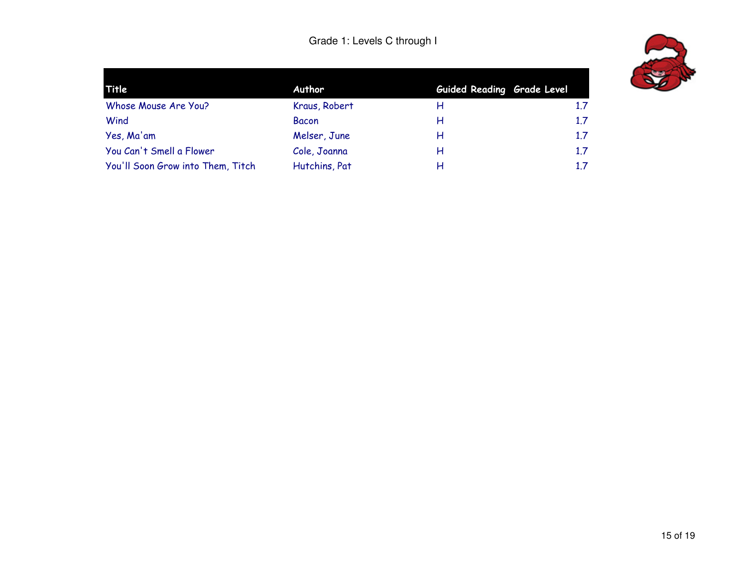Grade 1: Levels C through I

| Title | Author | Guided Reading | Grade Level |
|---|---|---|---|
| Whose Mouse Are You? | Kraus, Robert | H | 1.7 |
| Wind | Bacon | H | 1.7 |
| Yes, Ma'am | Melser, June | H | 1.7 |
| You Can't Smell a Flower | Cole, Joanna | H | 1.7 |
| You'll Soon Grow into Them, Titch | Hutchins, Pat | H | 1.7 |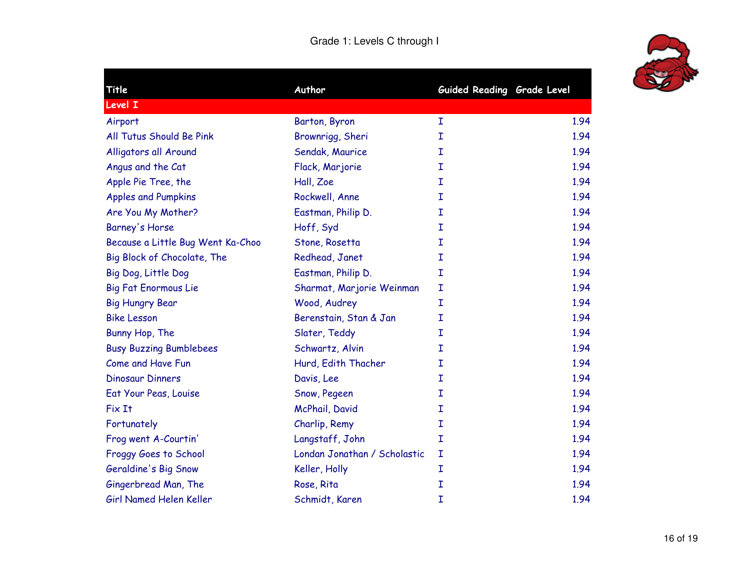# Grade 1: Levels C through I

| Title | Author | Guided Reading | Grade Level |
|---|---|---|---|
| **Level I** | | | |
| Airport | Barton, Byron | I | 1.94 |
| All Tutus Should Be Pink | Brownrigg, Sheri | I | 1.94 |
| Alligators all Around | Sendak, Maurice | I | 1.94 |
| Angus and the Cat | Flack, Marjorie | I | 1.94 |
| Apple Pie Tree, the | Hall, Zoe | I | 1.94 |
| Apples and Pumpkins | Rockwell, Anne | I | 1.94 |
| Are You My Mother? | Eastman, Philip D. | I | 1.94 |
| Barney's Horse | Hoff, Syd | I | 1.94 |
| Because a Little Bug Went Ka-Choo | Stone, Rosetta | I | 1.94 |
| Big Block of Chocolate, The | Redhead, Janet | I | 1.94 |
| Big Dog, Little Dog | Eastman, Philip D. | I | 1.94 |
| Big Fat Enormous Lie | Sharmat, Marjorie Weinman | I | 1.94 |
| Big Hungry Bear | Wood, Audrey | I | 1.94 |
| Bike Lesson | Berenstain, Stan & Jan | I | 1.94 |
| Bunny Hop, The | Slater, Teddy | I | 1.94 |
| Busy Buzzing Bumblebees | Schwartz, Alvin | I | 1.94 |
| Come and Have Fun | Hurd, Edith Thacher | I | 1.94 |
| Dinosaur Dinners | Davis, Lee | I | 1.94 |
| Eat Your Peas, Louise | Snow, Pegeen | I | 1.94 |
| Fix It | McPhail, David | I | 1.94 |
| Fortunately | Charlip, Remy | I | 1.94 |
| Frog went A-Courtin' | Langstaff, John | I | 1.94 |
| Froggy Goes to School | Londan Jonathan / Scholastic | I | 1.94 |
| Geraldine's Big Snow | Keller, Holly | I | 1.94 |
| Gingerbread Man, The | Rose, Rita | I | 1.94 |
| Girl Named Helen Keller | Schmidt, Karen | I | 1.94 |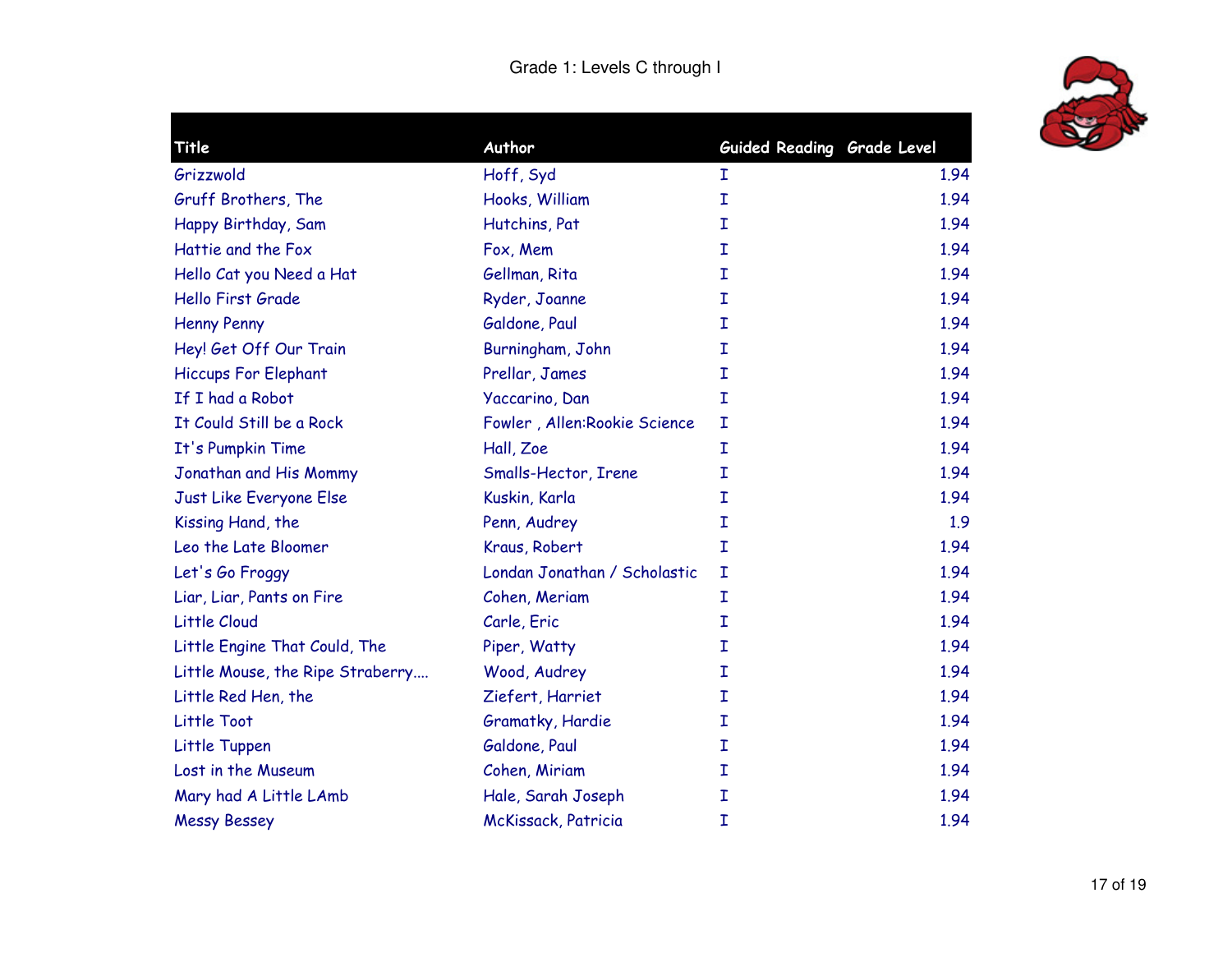# Grade 1: Levels C through I

| Title | Author | Guided Reading | Grade Level |
|---|---|---|---|
| Grizzwold | Hoff, Syd | I | 1.94 |
| Gruff Brothers, The | Hooks, William | I | 1.94 |
| Happy Birthday, Sam | Hutchins, Pat | I | 1.94 |
| Hattie and the Fox | Fox, Mem | I | 1.94 |
| Hello Cat you Need a Hat | Gellman, Rita | I | 1.94 |
| Hello First Grade | Ryder, Joanne | I | 1.94 |
| Henny Penny | Galdone, Paul | I | 1.94 |
| Hey! Get Off Our Train | Burningham, John | I | 1.94 |
| Hiccups For Elephant | Prellar, James | I | 1.94 |
| If I had a Robot | Yaccarino, Dan | I | 1.94 |
| It Could Still be a Rock | Fowler , Allen:Rookie Science | I | 1.94 |
| It's Pumpkin Time | Hall, Zoe | I | 1.94 |
| Jonathan and His Mommy | Smalls-Hector, Irene | I | 1.94 |
| Just Like Everyone Else | Kuskin, Karla | I | 1.94 |
| Kissing Hand, the | Penn, Audrey | I | 1.9 |
| Leo the Late Bloomer | Kraus, Robert | I | 1.94 |
| Let's Go Froggy | Londan Jonathan / Scholastic | I | 1.94 |
| Liar, Liar, Pants on Fire | Cohen, Meriam | I | 1.94 |
| Little Cloud | Carle, Eric | I | 1.94 |
| Little Engine That Could, The | Piper, Watty | I | 1.94 |
| Little Mouse, the Ripe Straberry.... | Wood, Audrey | I | 1.94 |
| Little Red Hen, the | Ziefert, Harriet | I | 1.94 |
| Little Toot | Gramatky, Hardie | I | 1.94 |
| Little Tuppen | Galdone, Paul | I | 1.94 |
| Lost in the Museum | Cohen, Miriam | I | 1.94 |
| Mary had A Little LAmb | Hale, Sarah Joseph | I | 1.94 |
| Messy Bessey | McKissack, Patricia | I | 1.94 |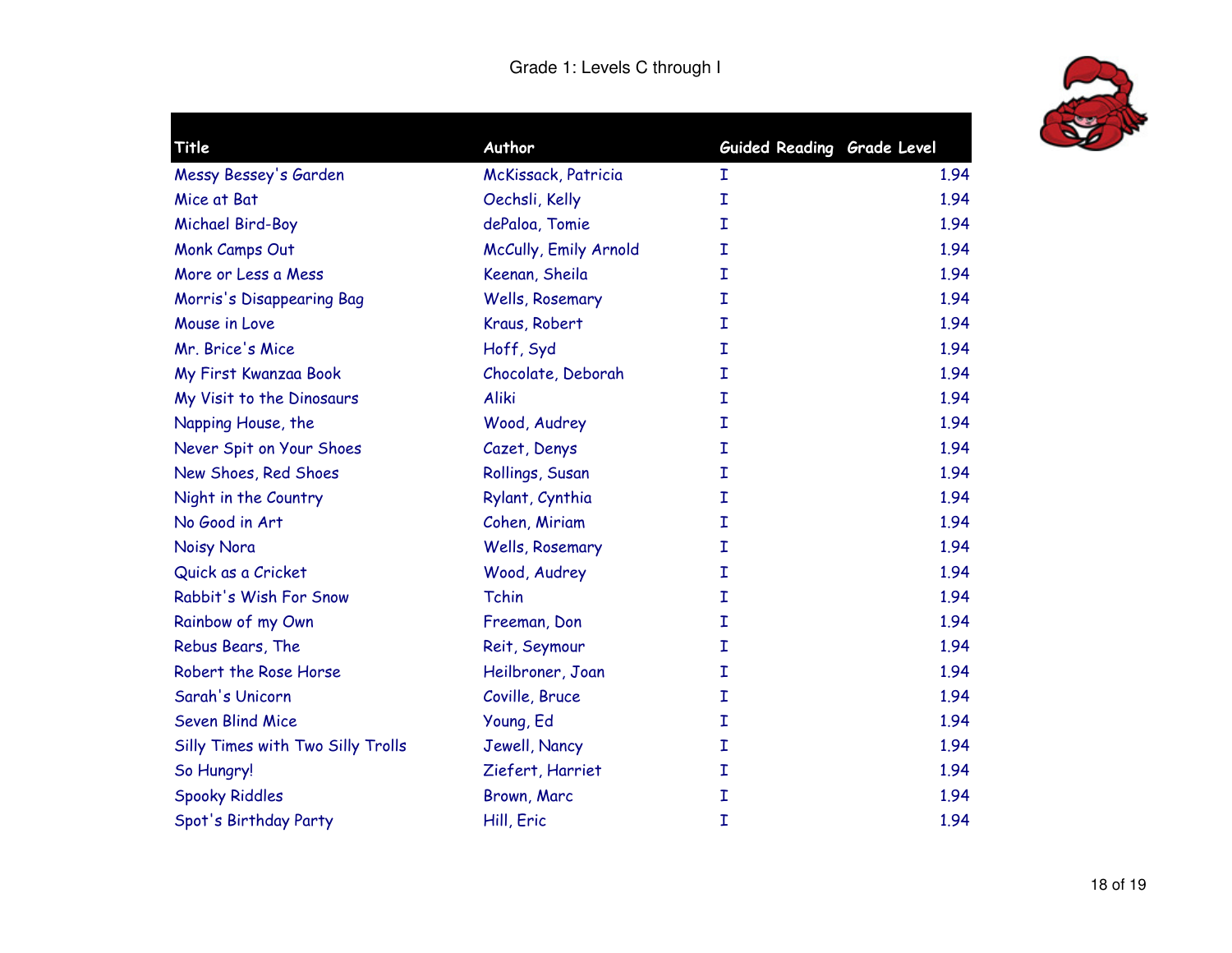Grade 1: Levels C through I

| Title | Author | Guided Reading | Grade Level |
|---|---|---|---|
| Messy Bessey's Garden | McKissack, Patricia | I | 1.94 |
| Mice at Bat | Oechsli, Kelly | I | 1.94 |
| Michael Bird-Boy | dePaloa, Tomie | I | 1.94 |
| Monk Camps Out | McCully, Emily Arnold | I | 1.94 |
| More or Less a Mess | Keenan, Sheila | I | 1.94 |
| Morris's Disappearing Bag | Wells, Rosemary | I | 1.94 |
| Mouse in Love | Kraus, Robert | I | 1.94 |
| Mr. Brice's Mice | Hoff, Syd | I | 1.94 |
| My First Kwanzaa Book | Chocolate, Deborah | I | 1.94 |
| My Visit to the Dinosaurs | Aliki | I | 1.94 |
| Napping House, the | Wood, Audrey | I | 1.94 |
| Never Spit on Your Shoes | Cazet, Denys | I | 1.94 |
| New Shoes, Red Shoes | Rollings, Susan | I | 1.94 |
| Night in the Country | Rylant, Cynthia | I | 1.94 |
| No Good in Art | Cohen, Miriam | I | 1.94 |
| Noisy Nora | Wells, Rosemary | I | 1.94 |
| Quick as a Cricket | Wood, Audrey | I | 1.94 |
| Rabbit's Wish For Snow | Tchin | I | 1.94 |
| Rainbow of my Own | Freeman, Don | I | 1.94 |
| Rebus Bears, The | Reit, Seymour | I | 1.94 |
| Robert the Rose Horse | Heilbroner, Joan | I | 1.94 |
| Sarah's Unicorn | Coville, Bruce | I | 1.94 |
| Seven Blind Mice | Young, Ed | I | 1.94 |
| Silly Times with Two Silly Trolls | Jewell, Nancy | I | 1.94 |
| So Hungry! | Ziefert, Harriet | I | 1.94 |
| Spooky Riddles | Brown, Marc | I | 1.94 |
| Spot's Birthday Party | Hill, Eric | I | 1.94 |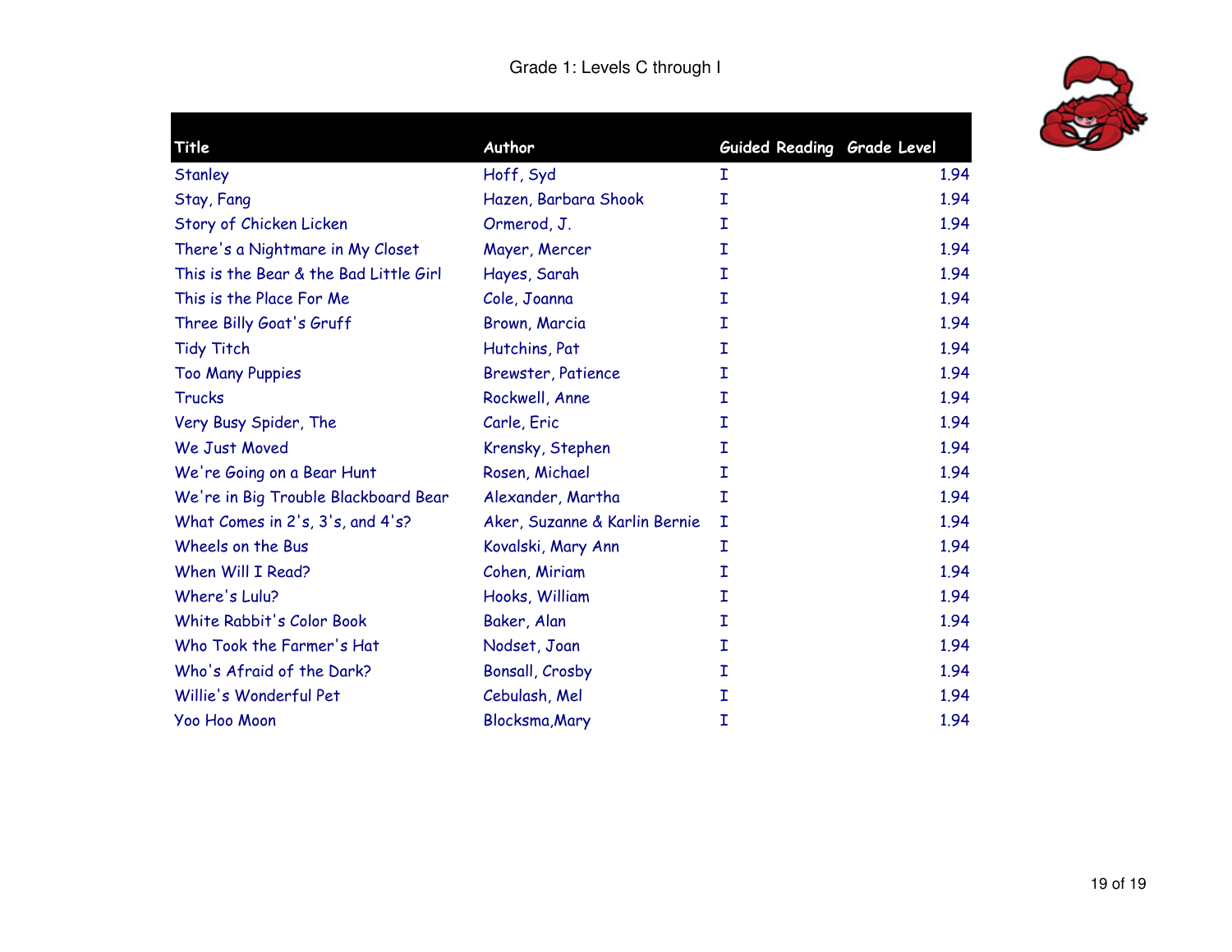Grade 1: Levels C through I

| Title | Author | Guided Reading | Grade Level |
|---|---|---|---|
| Stanley | Hoff, Syd | I | 1.94 |
| Stay, Fang | Hazen, Barbara Shook | I | 1.94 |
| Story of Chicken Licken | Ormerod, J. | I | 1.94 |
| There's a Nightmare in My Closet | Mayer, Mercer | I | 1.94 |
| This is the Bear & the Bad Little Girl | Hayes, Sarah | I | 1.94 |
| This is the Place For Me | Cole, Joanna | I | 1.94 |
| Three Billy Goat's Gruff | Brown, Marcia | I | 1.94 |
| Tidy Titch | Hutchins, Pat | I | 1.94 |
| Too Many Puppies | Brewster, Patience | I | 1.94 |
| Trucks | Rockwell, Anne | I | 1.94 |
| Very Busy Spider, The | Carle, Eric | I | 1.94 |
| We Just Moved | Krensky, Stephen | I | 1.94 |
| We're Going on a Bear Hunt | Rosen, Michael | I | 1.94 |
| We're in Big Trouble Blackboard Bear | Alexander, Martha | I | 1.94 |
| What Comes in 2's, 3's, and 4's? | Aker, Suzanne & Karlin Bernie | I | 1.94 |
| Wheels on the Bus | Kovalski, Mary Ann | I | 1.94 |
| When Will I Read? | Cohen, Miriam | I | 1.94 |
| Where's Lulu? | Hooks, William | I | 1.94 |
| White Rabbit's Color Book | Baker, Alan | I | 1.94 |
| Who Took the Farmer's Hat | Nodset, Joan | I | 1.94 |
| Who's Afraid of the Dark? | Bonsall, Crosby | I | 1.94 |
| Willie's Wonderful Pet | Cebulash, Mel | I | 1.94 |
| Yoo Hoo Moon | Blocksma,Mary | I | 1.94 |